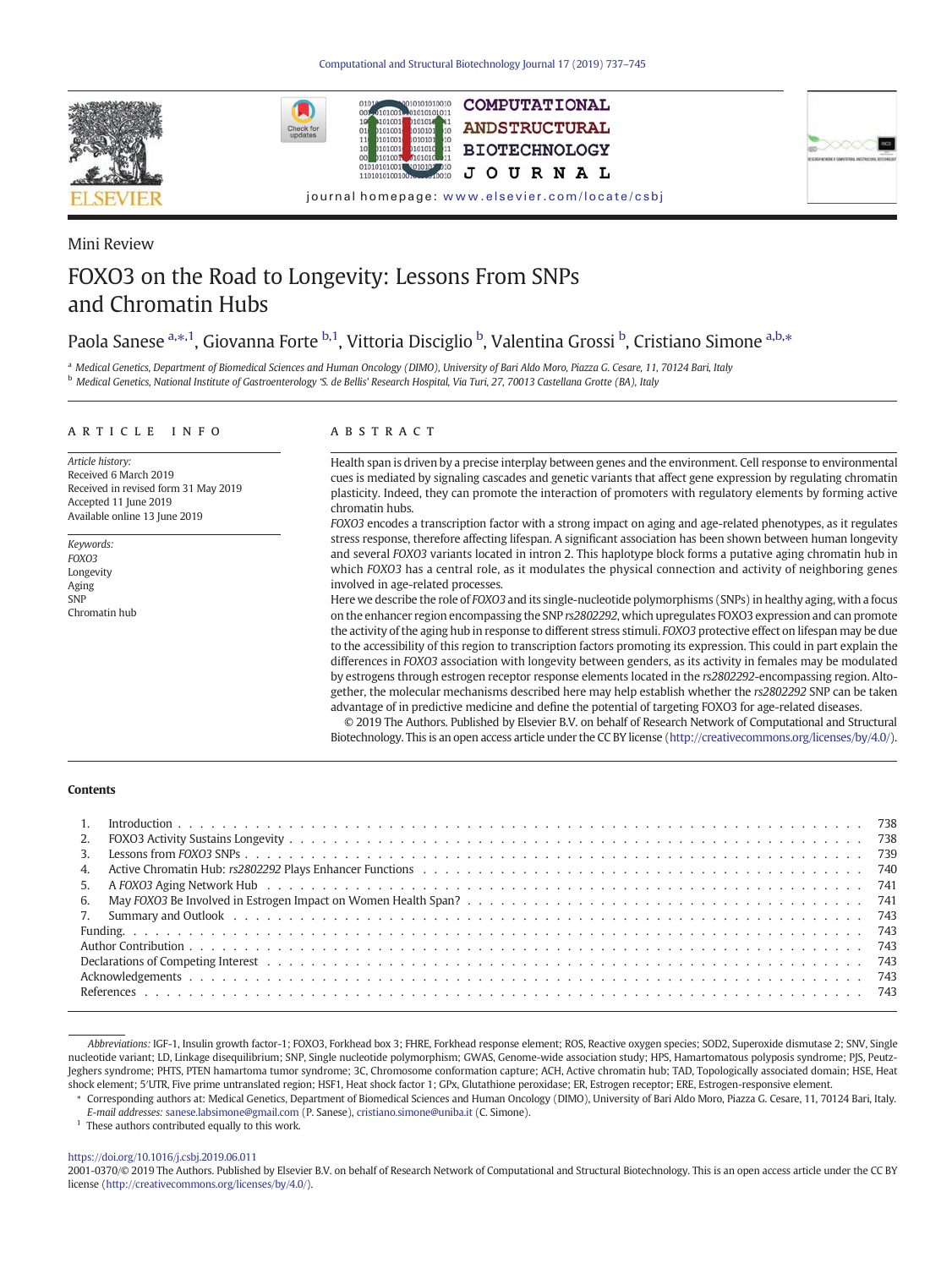Mini Review

# FOXO3 on the Road to Longevity: Lessons From SNPs and Chromatin Hubs

Paola Sanese [a,*,1], Giovanna Forte [b,1], Vittoria Disciglio [b], Valentina Grossi [b], Cristiano Simone [a,b,*]

[a] Medical Genetics, Department of Biomedical Sciences and Human Oncology (DIMO), University of Bari Aldo Moro, Piazza G. Cesare, 11, 70124 Bari, Italy
[b] Medical Genetics, National Institute of Gastroenterology 'S. de Bellis' Research Hospital, Via Turi, 27, 70013 Castellana Grotte (BA), Italy

## ARTICLE INFO

*Article history:*
Received 6 March 2019
Received in revised form 31 May 2019
Accepted 11 June 2019
Available online 13 June 2019

*Keywords:*
*FOXO3*
Longevity
Aging
SNP
Chromatin hub

## ABSTRACT

Health span is driven by a precise interplay between genes and the environment. Cell response to environmental cues is mediated by signaling cascades and genetic variants that affect gene expression by regulating chromatin plasticity. Indeed, they can promote the interaction of promoters with regulatory elements by forming active chromatin hubs.

*FOXO3* encodes a transcription factor with a strong impact on aging and age-related phenotypes, as it regulates stress response, therefore affecting lifespan. A significant association has been shown between human longevity and several *FOXO3* variants located in intron 2. This haplotype block forms a putative aging chromatin hub in which *FOXO3* has a central role, as it modulates the physical connection and activity of neighboring genes involved in age-related processes.

Here we describe the role of *FOXO3* and its single-nucleotide polymorphisms (SNPs) in healthy aging, with a focus on the enhancer region encompassing the SNP *rs2802292*, which upregulates FOXO3 expression and can promote the activity of the aging hub in response to different stress stimuli. *FOXO3* protective effect on lifespan may be due to the accessibility of this region to transcription factors promoting its expression. This could in part explain the differences in *FOXO3* association with longevity between genders, as its activity in females may be modulated by estrogens through estrogen receptor response elements located in the *rs2802292*-encompassing region. Altogether, the molecular mechanisms described here may help establish whether the *rs2802292* SNP can be taken advantage of in predictive medicine and define the potential of targeting FOXO3 for age-related diseases.

© 2019 The Authors. Published by Elsevier B.V. on behalf of Research Network of Computational and Structural Biotechnology. This is an open access article under the CC BY license (http://creativecommons.org/licenses/by/4.0/).

## Contents

1. Introduction . . . 738
2. FOXO3 Activity Sustains Longevity . . . 738
3. Lessons from *FOXO3* SNPs . . . 739
4. Active Chromatin Hub: *rs2802292* Plays Enhancer Functions . . . 740
5. A *FOXO3* Aging Network Hub . . . 741
6. May *FOXO3* Be Involved in Estrogen Impact on Women Health Span? . . . 741
7. Summary and Outlook . . . 743

Funding. . . . 743
Author Contribution . . . 743
Declarations of Competing Interest . . . 743
Acknowledgements . . . 743
References . . . 743

*Abbreviations:* IGF-1, Insulin growth factor-1; FOXO3, Forkhead box 3; FHRE, Forkhead response element; ROS, Reactive oxygen species; SOD2, Superoxide dismutase 2; SNV, Single nucleotide variant; LD, Linkage disequilibrium; SNP, Single nucleotide polymorphism; GWAS, Genome-wide association study; HPS, Hamartomatous polyposis syndrome; PJS, Peutz-Jeghers syndrome; PHTS, PTEN hamartoma tumor syndrome; 3C, Chromosome conformation capture; ACH, Active chromatin hub; TAD, Topologically associated domain; HSE, Heat shock element; 5′UTR, Five prime untranslated region; HSF1, Heat shock factor 1; GPx, Glutathione peroxidase; ER, Estrogen receptor; ERE, Estrogen-responsive element.

* Corresponding authors at: Medical Genetics, Department of Biomedical Sciences and Human Oncology (DIMO), University of Bari Aldo Moro, Piazza G. Cesare, 11, 70124 Bari, Italy.
*E-mail addresses:* sanese.labsimone@gmail.com (P. Sanese), cristiano.simone@uniba.it (C. Simone).

[1] These authors contributed equally to this work.

https://doi.org/10.1016/j.csbj.2019.06.011
2001-0370/© 2019 The Authors. Published by Elsevier B.V. on behalf of Research Network of Computational and Structural Biotechnology. This is an open access article under the CC BY license (http://creativecommons.org/licenses/by/4.0/).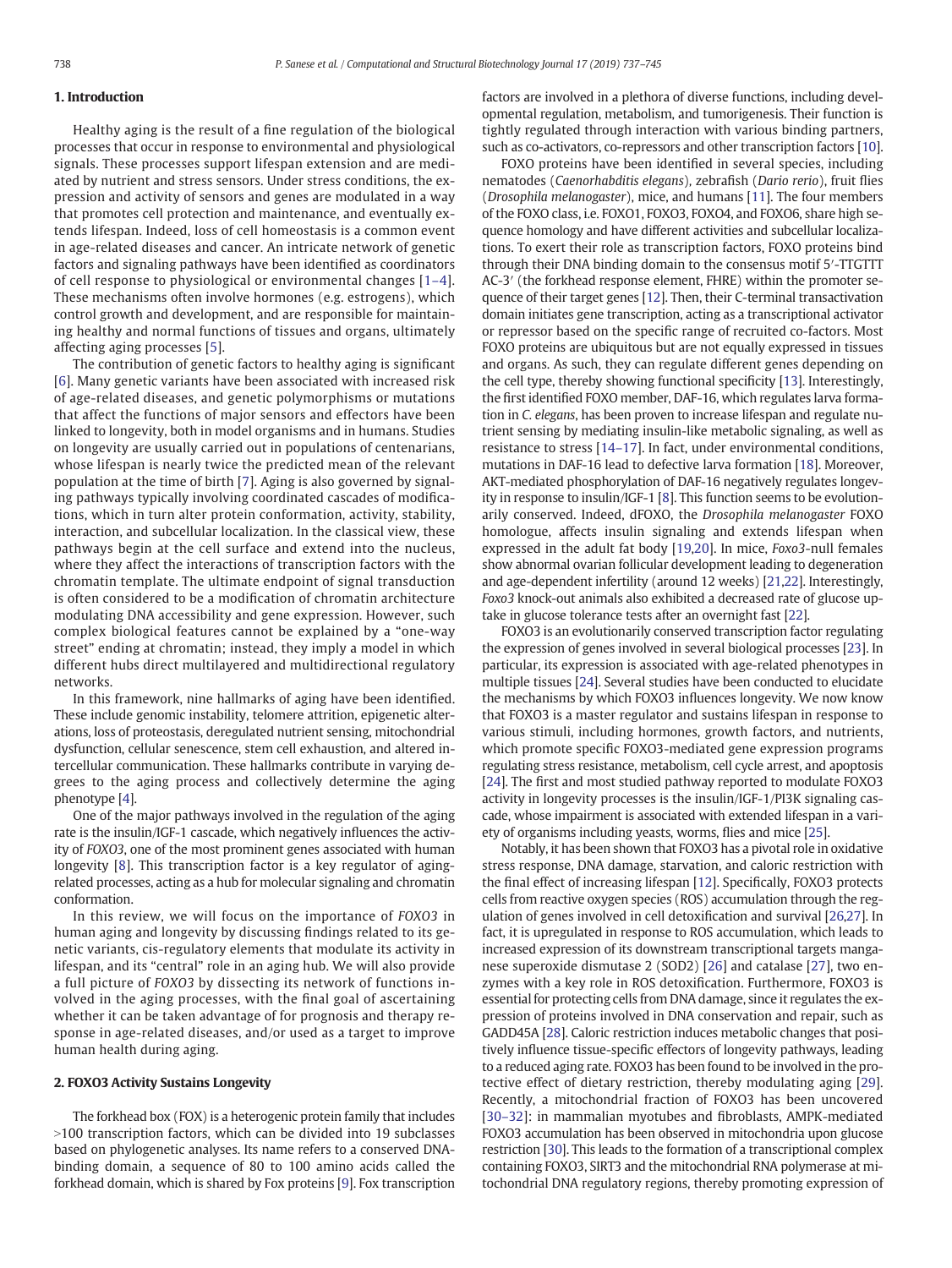## 1. Introduction

Healthy aging is the result of a fine regulation of the biological processes that occur in response to environmental and physiological signals. These processes support lifespan extension and are mediated by nutrient and stress sensors. Under stress conditions, the expression and activity of sensors and genes are modulated in a way that promotes cell protection and maintenance, and eventually extends lifespan. Indeed, loss of cell homeostasis is a common event in age-related diseases and cancer. An intricate network of genetic factors and signaling pathways have been identified as coordinators of cell response to physiological or environmental changes [1–4]. These mechanisms often involve hormones (e.g. estrogens), which control growth and development, and are responsible for maintaining healthy and normal functions of tissues and organs, ultimately affecting aging processes [5].

The contribution of genetic factors to healthy aging is significant [6]. Many genetic variants have been associated with increased risk of age-related diseases, and genetic polymorphisms or mutations that affect the functions of major sensors and effectors have been linked to longevity, both in model organisms and in humans. Studies on longevity are usually carried out in populations of centenarians, whose lifespan is nearly twice the predicted mean of the relevant population at the time of birth [7]. Aging is also governed by signaling pathways typically involving coordinated cascades of modifications, which in turn alter protein conformation, activity, stability, interaction, and subcellular localization. In the classical view, these pathways begin at the cell surface and extend into the nucleus, where they affect the interactions of transcription factors with the chromatin template. The ultimate endpoint of signal transduction is often considered to be a modification of chromatin architecture modulating DNA accessibility and gene expression. However, such complex biological features cannot be explained by a "one-way street" ending at chromatin; instead, they imply a model in which different hubs direct multilayered and multidirectional regulatory networks.

In this framework, nine hallmarks of aging have been identified. These include genomic instability, telomere attrition, epigenetic alterations, loss of proteostasis, deregulated nutrient sensing, mitochondrial dysfunction, cellular senescence, stem cell exhaustion, and altered intercellular communication. These hallmarks contribute in varying degrees to the aging process and collectively determine the aging phenotype [4].

One of the major pathways involved in the regulation of the aging rate is the insulin/IGF-1 cascade, which negatively influences the activity of *FOXO3*, one of the most prominent genes associated with human longevity [8]. This transcription factor is a key regulator of aging-related processes, acting as a hub for molecular signaling and chromatin conformation.

In this review, we will focus on the importance of *FOXO3* in human aging and longevity by discussing findings related to its genetic variants, cis-regulatory elements that modulate its activity in lifespan, and its "central" role in an aging hub. We will also provide a full picture of *FOXO3* by dissecting its network of functions involved in the aging processes, with the final goal of ascertaining whether it can be taken advantage of for prognosis and therapy response in age-related diseases, and/or used as a target to improve human health during aging.

## 2. FOXO3 Activity Sustains Longevity

The forkhead box (FOX) is a heterogenic protein family that includes >100 transcription factors, which can be divided into 19 subclasses based on phylogenetic analyses. Its name refers to a conserved DNA-binding domain, a sequence of 80 to 100 amino acids called the forkhead domain, which is shared by Fox proteins [9]. Fox transcription factors are involved in a plethora of diverse functions, including developmental regulation, metabolism, and tumorigenesis. Their function is tightly regulated through interaction with various binding partners, such as co-activators, co-repressors and other transcription factors [10].

FOXO proteins have been identified in several species, including nematodes (*Caenorhabditis elegans*), zebrafish (*Dario rerio*), fruit flies (*Drosophila melanogaster*), mice, and humans [11]. The four members of the FOXO class, i.e. FOXO1, FOXO3, FOXO4, and FOXO6, share high sequence homology and have different activities and subcellular localizations. To exert their role as transcription factors, FOXO proteins bind through their DNA binding domain to the consensus motif 5′-TTGTTTAC-3′ (the forkhead response element, FHRE) within the promoter sequence of their target genes [12]. Then, their C-terminal transactivation domain initiates gene transcription, acting as a transcriptional activator or repressor based on the specific range of recruited co-factors. Most FOXO proteins are ubiquitous but are not equally expressed in tissues and organs. As such, they can regulate different genes depending on the cell type, thereby showing functional specificity [13]. Interestingly, the first identified FOXO member, DAF-16, which regulates larva formation in *C. elegans*, has been proven to increase lifespan and regulate nutrient sensing by mediating insulin-like metabolic signaling, as well as resistance to stress [14–17]. In fact, under environmental conditions, mutations in DAF-16 lead to defective larva formation [18]. Moreover, AKT-mediated phosphorylation of DAF-16 negatively regulates longevity in response to insulin/IGF-1 [8]. This function seems to be evolutionarily conserved. Indeed, dFOXO, the *Drosophila melanogaster* FOXO homologue, affects insulin signaling and extends lifespan when expressed in the adult fat body [19,20]. In mice, *Foxo3*-null females show abnormal ovarian follicular development leading to degeneration and age-dependent infertility (around 12 weeks) [21,22]. Interestingly, *Foxo3* knock-out animals also exhibited a decreased rate of glucose uptake in glucose tolerance tests after an overnight fast [22].

FOXO3 is an evolutionarily conserved transcription factor regulating the expression of genes involved in several biological processes [23]. In particular, its expression is associated with age-related phenotypes in multiple tissues [24]. Several studies have been conducted to elucidate the mechanisms by which FOXO3 influences longevity. We now know that FOXO3 is a master regulator and sustains lifespan in response to various stimuli, including hormones, growth factors, and nutrients, which promote specific FOXO3-mediated gene expression programs regulating stress resistance, metabolism, cell cycle arrest, and apoptosis [24]. The first and most studied pathway reported to modulate FOXO3 activity in longevity processes is the insulin/IGF-1/PI3K signaling cascade, whose impairment is associated with extended lifespan in a variety of organisms including yeasts, worms, flies and mice [25].

Notably, it has been shown that FOXO3 has a pivotal role in oxidative stress response, DNA damage, starvation, and caloric restriction with the final effect of increasing lifespan [12]. Specifically, FOXO3 protects cells from reactive oxygen species (ROS) accumulation through the regulation of genes involved in cell detoxification and survival [26,27]. In fact, it is upregulated in response to ROS accumulation, which leads to increased expression of its downstream transcriptional targets manganese superoxide dismutase 2 (SOD2) [26] and catalase [27], two enzymes with a key role in ROS detoxification. Furthermore, FOXO3 is essential for protecting cells from DNA damage, since it regulates the expression of proteins involved in DNA conservation and repair, such as GADD45A [28]. Caloric restriction induces metabolic changes that positively influence tissue-specific effectors of longevity pathways, leading to a reduced aging rate. FOXO3 has been found to be involved in the protective effect of dietary restriction, thereby modulating aging [29]. Recently, a mitochondrial fraction of FOXO3 has been uncovered [30–32]: in mammalian myotubes and fibroblasts, AMPK-mediated FOXO3 accumulation has been observed in mitochondria upon glucose restriction [30]. This leads to the formation of a transcriptional complex containing FOXO3, SIRT3 and the mitochondrial RNA polymerase at mitochondrial DNA regulatory regions, thereby promoting expression of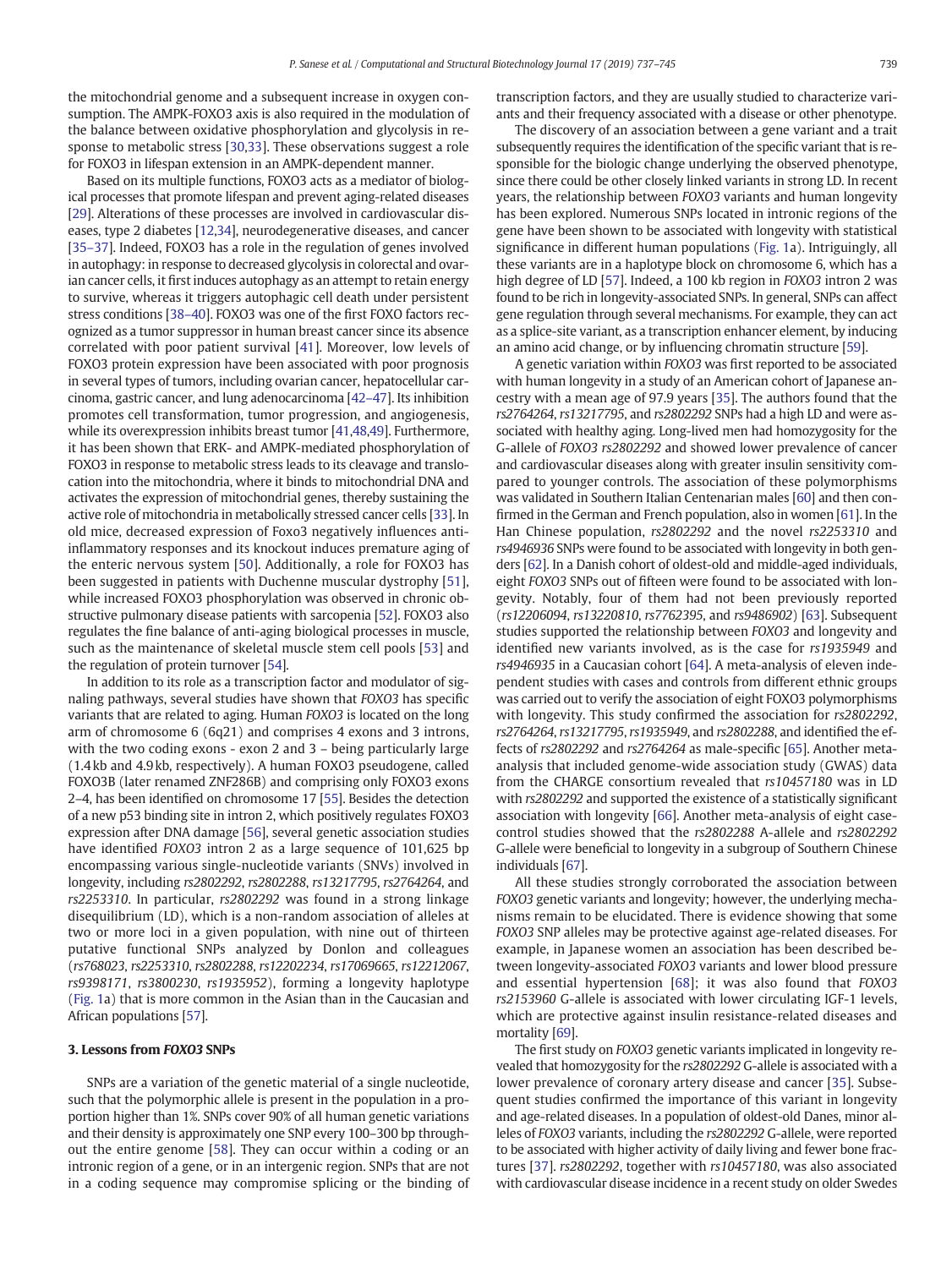the mitochondrial genome and a subsequent increase in oxygen consumption. The AMPK-FOXO3 axis is also required in the modulation of the balance between oxidative phosphorylation and glycolysis in response to metabolic stress [30,33]. These observations suggest a role for FOXO3 in lifespan extension in an AMPK-dependent manner.

Based on its multiple functions, FOXO3 acts as a mediator of biological processes that promote lifespan and prevent aging-related diseases [29]. Alterations of these processes are involved in cardiovascular diseases, type 2 diabetes [12,34], neurodegenerative diseases, and cancer [35–37]. Indeed, FOXO3 has a role in the regulation of genes involved in autophagy: in response to decreased glycolysis in colorectal and ovarian cancer cells, it first induces autophagy as an attempt to retain energy to survive, whereas it triggers autophagic cell death under persistent stress conditions [38–40]. FOXO3 was one of the first FOXO factors recognized as a tumor suppressor in human breast cancer since its absence correlated with poor patient survival [41]. Moreover, low levels of FOXO3 protein expression have been associated with poor prognosis in several types of tumors, including ovarian cancer, hepatocellular carcinoma, gastric cancer, and lung adenocarcinoma [42–47]. Its inhibition promotes cell transformation, tumor progression, and angiogenesis, while its overexpression inhibits breast tumor [41,48,49]. Furthermore, it has been shown that ERK- and AMPK-mediated phosphorylation of FOXO3 in response to metabolic stress leads to its cleavage and translocation into the mitochondria, where it binds to mitochondrial DNA and activates the expression of mitochondrial genes, thereby sustaining the active role of mitochondria in metabolically stressed cancer cells [33]. In old mice, decreased expression of Foxo3 negatively influences anti-inflammatory responses and its knockout induces premature aging of the enteric nervous system [50]. Additionally, a role for FOXO3 has been suggested in patients with Duchenne muscular dystrophy [51], while increased FOXO3 phosphorylation was observed in chronic obstructive pulmonary disease patients with sarcopenia [52]. FOXO3 also regulates the fine balance of anti-aging biological processes in muscle, such as the maintenance of skeletal muscle stem cell pools [53] and the regulation of protein turnover [54].

In addition to its role as a transcription factor and modulator of signaling pathways, several studies have shown that *FOXO3* has specific variants that are related to aging. Human *FOXO3* is located on the long arm of chromosome 6 (6q21) and comprises 4 exons and 3 introns, with the two coding exons - exon 2 and 3 – being particularly large (1.4 kb and 4.9 kb, respectively). A human FOXO3 pseudogene, called FOXO3B (later renamed ZNF286B) and comprising only FOXO3 exons 2–4, has been identified on chromosome 17 [55]. Besides the detection of a new p53 binding site in intron 2, which positively regulates FOXO3 expression after DNA damage [56], several genetic association studies have identified *FOXO3* intron 2 as a large sequence of 101,625 bp encompassing various single-nucleotide variants (SNVs) involved in longevity, including *rs2802292*, *rs2802288*, *rs13217795*, *rs2764264*, and *rs2253310*. In particular, *rs2802292* was found in a strong linkage disequilibrium (LD), which is a non-random association of alleles at two or more loci in a given population, with nine out of thirteen putative functional SNPs analyzed by Donlon and colleagues (*rs768023*, *rs2253310*, *rs2802288*, *rs12202234*, *rs17069665*, *rs12212067*, *rs9398171*, *rs3800230*, *rs1935952*), forming a longevity haplotype (Fig. 1a) that is more common in the Asian than in the Caucasian and African populations [57].

## 3. Lessons from *FOXO3* SNPs

SNPs are a variation of the genetic material of a single nucleotide, such that the polymorphic allele is present in the population in a proportion higher than 1%. SNPs cover 90% of all human genetic variations and their density is approximately one SNP every 100–300 bp throughout the entire genome [58]. They can occur within a coding or an intronic region of a gene, or in an intergenic region. SNPs that are not in a coding sequence may compromise splicing or the binding of transcription factors, and they are usually studied to characterize variants and their frequency associated with a disease or other phenotype.

The discovery of an association between a gene variant and a trait subsequently requires the identification of the specific variant that is responsible for the biologic change underlying the observed phenotype, since there could be other closely linked variants in strong LD. In recent years, the relationship between *FOXO3* variants and human longevity has been explored. Numerous SNPs located in intronic regions of the gene have been shown to be associated with longevity with statistical significance in different human populations (Fig. 1a). Intriguingly, all these variants are in a haplotype block on chromosome 6, which has a high degree of LD [57]. Indeed, a 100 kb region in *FOXO3* intron 2 was found to be rich in longevity-associated SNPs. In general, SNPs can affect gene regulation through several mechanisms. For example, they can act as a splice-site variant, as a transcription enhancer element, by inducing an amino acid change, or by influencing chromatin structure [59].

A genetic variation within *FOXO3* was first reported to be associated with human longevity in a study of an American cohort of Japanese ancestry with a mean age of 97.9 years [35]. The authors found that the *rs2764264*, *rs13217795*, and *rs2802292* SNPs had a high LD and were associated with healthy aging. Long-lived men had homozygosity for the G-allele of *FOXO3 rs2802292* and showed lower prevalence of cancer and cardiovascular diseases along with greater insulin sensitivity compared to younger controls. The association of these polymorphisms was validated in Southern Italian Centenarian males [60] and then confirmed in the German and French population, also in women [61]. In the Han Chinese population, *rs2802292* and the novel *rs2253310* and *rs4946936* SNPs were found to be associated with longevity in both genders [62]. In a Danish cohort of oldest-old and middle-aged individuals, eight *FOXO3* SNPs out of fifteen were found to be associated with longevity. Notably, four of them had not been previously reported (*rs12206094*, *rs13220810*, *rs7762395*, and *rs9486902*) [63]. Subsequent studies supported the relationship between *FOXO3* and longevity and identified new variants involved, as is the case for *rs1935949* and *rs4946935* in a Caucasian cohort [64]. A meta-analysis of eleven independent studies with cases and controls from different ethnic groups was carried out to verify the association of eight FOXO3 polymorphisms with longevity. This study confirmed the association for *rs2802292*, *rs2764264*, *rs13217795*, *rs1935949*, and *rs2802288*, and identified the effects of *rs2802292* and *rs2764264* as male-specific [65]. Another meta-analysis that included genome-wide association study (GWAS) data from the CHARGE consortium revealed that *rs10457180* was in LD with *rs2802292* and supported the existence of a statistically significant association with longevity [66]. Another meta-analysis of eight case-control studies showed that the *rs2802288* A-allele and *rs2802292* G-allele were beneficial to longevity in a subgroup of Southern Chinese individuals [67].

All these studies strongly corroborated the association between *FOXO3* genetic variants and longevity; however, the underlying mechanisms remain to be elucidated. There is evidence showing that some *FOXO3* SNP alleles may be protective against age-related diseases. For example, in Japanese women an association has been described between longevity-associated *FOXO3* variants and lower blood pressure and essential hypertension [68]; it was also found that *FOXO3 rs2153960* G-allele is associated with lower circulating IGF-1 levels, which are protective against insulin resistance-related diseases and mortality [69].

The first study on *FOXO3* genetic variants implicated in longevity revealed that homozygosity for the *rs2802292* G-allele is associated with a lower prevalence of coronary artery disease and cancer [35]. Subsequent studies confirmed the importance of this variant in longevity and age-related diseases. In a population of oldest-old Danes, minor alleles of *FOXO3* variants, including the *rs2802292* G-allele, were reported to be associated with higher activity of daily living and fewer bone fractures [37]. *rs2802292*, together with *rs10457180*, was also associated with cardiovascular disease incidence in a recent study on older Swedes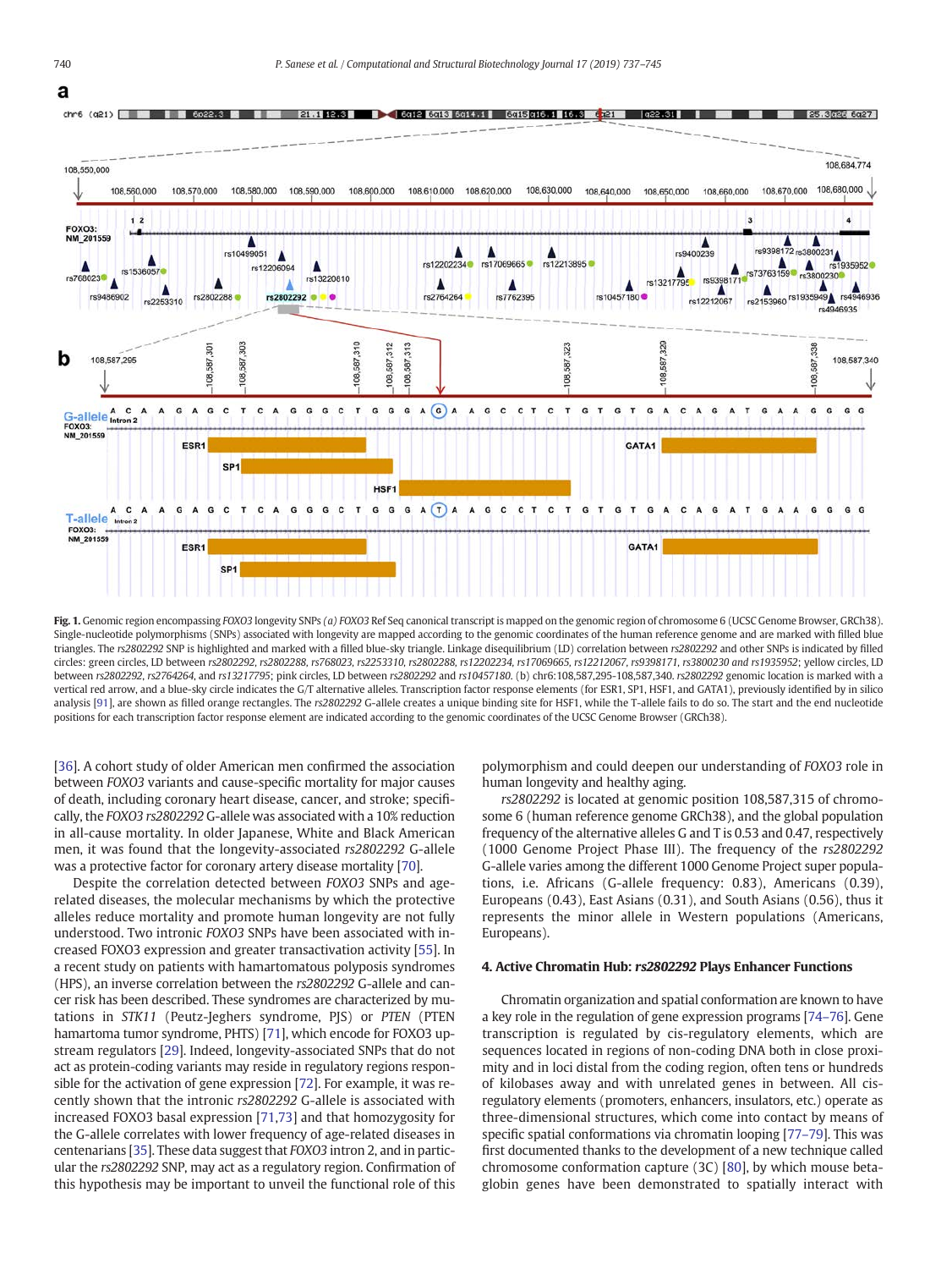**Fig. 1.** Genomic region encompassing *FOXO3* longevity SNPs *(a) FOXO3* Ref Seq canonical transcript is mapped on the genomic region of chromosome 6 (UCSC Genome Browser, GRCh38). Single-nucleotide polymorphisms (SNPs) associated with longevity are mapped according to the genomic coordinates of the human reference genome and are marked with filled blue triangles. The *rs2802292* SNP is highlighted and marked with a filled blue-sky triangle. Linkage disequilibrium (LD) correlation between *rs2802292* and other SNPs is indicated by filled circles: green circles, LD between *rs2802292, rs2802288, rs768023, rs2253310, rs2802288, rs12202234, rs17069665, rs12212067, rs9398171, rs3800230 and rs1935952*; yellow circles, LD between *rs2802292, rs2764264*, and *rs13217795*; pink circles, LD between *rs2802292* and *rs10457180*. (b) chr6:108,587,295-108,587,340. *rs2802292* genomic location is marked with a vertical red arrow, and a blue-sky circle indicates the G/T alternative alleles. Transcription factor response elements (for ESR1, SP1, HSF1, and GATA1), previously identified by in silico analysis [91], are shown as filled orange rectangles. The *rs2802292* G-allele creates a unique binding site for HSF1, while the T-allele fails to do so. The start and the end nucleotide positions for each transcription factor response element are indicated according to the genomic coordinates of the UCSC Genome Browser (GRCh38).

[36]. A cohort study of older American men confirmed the association between *FOXO3* variants and cause-specific mortality for major causes of death, including coronary heart disease, cancer, and stroke; specifically, the *FOXO3 rs2802292* G-allele was associated with a 10% reduction in all-cause mortality. In older Japanese, White and Black American men, it was found that the longevity-associated *rs2802292* G-allele was a protective factor for coronary artery disease mortality [70].

Despite the correlation detected between *FOXO3* SNPs and age-related diseases, the molecular mechanisms by which the protective alleles reduce mortality and promote human longevity are not fully understood. Two intronic *FOXO3* SNPs have been associated with increased FOXO3 expression and greater transactivation activity [55]. In a recent study on patients with hamartomatous polyposis syndromes (HPS), an inverse correlation between the *rs2802292* G-allele and cancer risk has been described. These syndromes are characterized by mutations in *STK11* (Peutz-Jeghers syndrome, PJS) or *PTEN* (PTEN hamartoma tumor syndrome, PHTS) [71], which encode for FOXO3 upstream regulators [29]. Indeed, longevity-associated SNPs that do not act as protein-coding variants may reside in regulatory regions responsible for the activation of gene expression [72]. For example, it was recently shown that the intronic *rs2802292* G-allele is associated with increased FOXO3 basal expression [71,73] and that homozygosity for the G-allele correlates with lower frequency of age-related diseases in centenarians [35]. These data suggest that *FOXO3* intron 2, and in particular the *rs2802292* SNP, may act as a regulatory region. Confirmation of this hypothesis may be important to unveil the functional role of this polymorphism and could deepen our understanding of *FOXO3* role in human longevity and healthy aging.

*rs2802292* is located at genomic position 108,587,315 of chromosome 6 (human reference genome GRCh38), and the global population frequency of the alternative alleles G and T is 0.53 and 0.47, respectively (1000 Genome Project Phase III). The frequency of the *rs2802292* G-allele varies among the different 1000 Genome Project super populations, i.e. Africans (G-allele frequency: 0.83), Americans (0.39), Europeans (0.43), East Asians (0.31), and South Asians (0.56), thus it represents the minor allele in Western populations (Americans, Europeans).

## 4. Active Chromatin Hub: *rs2802292* Plays Enhancer Functions

Chromatin organization and spatial conformation are known to have a key role in the regulation of gene expression programs [74–76]. Gene transcription is regulated by cis-regulatory elements, which are sequences located in regions of non-coding DNA both in close proximity and in loci distal from the coding region, often tens or hundreds of kilobases away and with unrelated genes in between. All cis-regulatory elements (promoters, enhancers, insulators, etc.) operate as three-dimensional structures, which come into contact by means of specific spatial conformations via chromatin looping [77–79]. This was first documented thanks to the development of a new technique called chromosome conformation capture (3C) [80], by which mouse beta-globin genes have been demonstrated to spatially interact with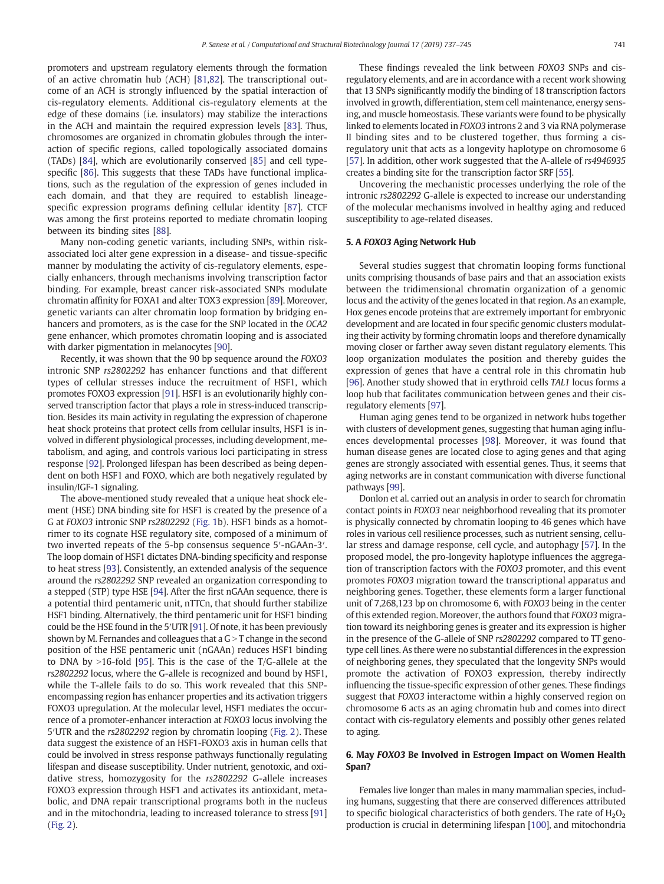promoters and upstream regulatory elements through the formation of an active chromatin hub (ACH) [81,82]. The transcriptional outcome of an ACH is strongly influenced by the spatial interaction of cis-regulatory elements. Additional cis-regulatory elements at the edge of these domains (i.e. insulators) may stabilize the interactions in the ACH and maintain the required expression levels [83]. Thus, chromosomes are organized in chromatin globules through the interaction of specific regions, called topologically associated domains (TADs) [84], which are evolutionarily conserved [85] and cell type-specific [86]. This suggests that these TADs have functional implications, such as the regulation of the expression of genes included in each domain, and that they are required to establish lineage-specific expression programs defining cellular identity [87]. CTCF was among the first proteins reported to mediate chromatin looping between its binding sites [88].

Many non-coding genetic variants, including SNPs, within risk-associated loci alter gene expression in a disease- and tissue-specific manner by modulating the activity of cis-regulatory elements, especially enhancers, through mechanisms involving transcription factor binding. For example, breast cancer risk-associated SNPs modulate chromatin affinity for FOXA1 and alter TOX3 expression [89]. Moreover, genetic variants can alter chromatin loop formation by bridging enhancers and promoters, as is the case for the SNP located in the *OCA2* gene enhancer, which promotes chromatin looping and is associated with darker pigmentation in melanocytes [90].

Recently, it was shown that the 90 bp sequence around the *FOXO3* intronic SNP *rs2802292* has enhancer functions and that different types of cellular stresses induce the recruitment of HSF1, which promotes FOXO3 expression [91]. HSF1 is an evolutionarily highly conserved transcription factor that plays a role in stress-induced transcription. Besides its main activity in regulating the expression of chaperone heat shock proteins that protect cells from cellular insults, HSF1 is involved in different physiological processes, including development, metabolism, and aging, and controls various loci participating in stress response [92]. Prolonged lifespan has been described as being dependent on both HSF1 and FOXO, which are both negatively regulated by insulin/IGF-1 signaling.

The above-mentioned study revealed that a unique heat shock element (HSE) DNA binding site for HSF1 is created by the presence of a G at *FOXO3* intronic SNP *rs2802292* (Fig. 1b). HSF1 binds as a homotrimer to its cognate HSE regulatory site, composed of a minimum of two inverted repeats of the 5-bp consensus sequence 5′-nGAAn-3′. The loop domain of HSF1 dictates DNA-binding specificity and response to heat stress [93]. Consistently, an extended analysis of the sequence around the *rs2802292* SNP revealed an organization corresponding to a stepped (STP) type HSE [94]. After the first nGAAn sequence, there is a potential third pentameric unit, nTTCn, that should further stabilize HSF1 binding. Alternatively, the third pentameric unit for HSF1 binding could be the HSE found in the 5′UTR [91]. Of note, it has been previously shown by M. Fernandes and colleagues that a G > T change in the second position of the HSE pentameric unit (nGAAn) reduces HSF1 binding to DNA by >16-fold [95]. This is the case of the T/G-allele at the *rs2802292* locus, where the G-allele is recognized and bound by HSF1, while the T-allele fails to do so. This work revealed that this SNP-encompassing region has enhancer properties and its activation triggers FOXO3 upregulation. At the molecular level, HSF1 mediates the occurrence of a promoter-enhancer interaction at *FOXO3* locus involving the 5′UTR and the *rs2802292* region by chromatin looping (Fig. 2). These data suggest the existence of an HSF1-FOXO3 axis in human cells that could be involved in stress response pathways functionally regulating lifespan and disease susceptibility. Under nutrient, genotoxic, and oxidative stress, homozygosity for the *rs2802292* G-allele increases FOXO3 expression through HSF1 and activates its antioxidant, metabolic, and DNA repair transcriptional programs both in the nucleus and in the mitochondria, leading to increased tolerance to stress [91] (Fig. 2).

These findings revealed the link between *FOXO3* SNPs and cis-regulatory elements, and are in accordance with a recent work showing that 13 SNPs significantly modify the binding of 18 transcription factors involved in growth, differentiation, stem cell maintenance, energy sensing, and muscle homeostasis. These variants were found to be physically linked to elements located in *FOXO3* introns 2 and 3 via RNA polymerase II binding sites and to be clustered together, thus forming a cis-regulatory unit that acts as a longevity haplotype on chromosome 6 [57]. In addition, other work suggested that the A-allele of *rs4946935* creates a binding site for the transcription factor SRF [55].

Uncovering the mechanistic processes underlying the role of the intronic *rs2802292* G-allele is expected to increase our understanding of the molecular mechanisms involved in healthy aging and reduced susceptibility to age-related diseases.

## 5. A *FOXO3* Aging Network Hub

Several studies suggest that chromatin looping forms functional units comprising thousands of base pairs and that an association exists between the tridimensional chromatin organization of a genomic locus and the activity of the genes located in that region. As an example, Hox genes encode proteins that are extremely important for embryonic development and are located in four specific genomic clusters modulating their activity by forming chromatin loops and therefore dynamically moving closer or farther away seven distant regulatory elements. This loop organization modulates the position and thereby guides the expression of genes that have a central role in this chromatin hub [96]. Another study showed that in erythroid cells *TAL1* locus forms a loop hub that facilitates communication between genes and their cis-regulatory elements [97].

Human aging genes tend to be organized in network hubs together with clusters of development genes, suggesting that human aging influences developmental processes [98]. Moreover, it was found that human disease genes are located close to aging genes and that aging genes are strongly associated with essential genes. Thus, it seems that aging networks are in constant communication with diverse functional pathways [99].

Donlon et al. carried out an analysis in order to search for chromatin contact points in *FOXO3* near neighborhood revealing that its promoter is physically connected by chromatin looping to 46 genes which have roles in various cell resilience processes, such as nutrient sensing, cellular stress and damage response, cell cycle, and autophagy [57]. In the proposed model, the pro-longevity haplotype influences the aggregation of transcription factors with the *FOXO3* promoter, and this event promotes *FOXO3* migration toward the transcriptional apparatus and neighboring genes. Together, these elements form a larger functional unit of 7,268,123 bp on chromosome 6, with *FOXO3* being in the center of this extended region. Moreover, the authors found that *FOXO3* migration toward its neighboring genes is greater and its expression is higher in the presence of the G-allele of SNP *rs2802292* compared to TT genotype cell lines. As there were no substantial differences in the expression of neighboring genes, they speculated that the longevity SNPs would promote the activation of FOXO3 expression, thereby indirectly influencing the tissue-specific expression of other genes. These findings suggest that *FOXO3* interactome within a highly conserved region on chromosome 6 acts as an aging chromatin hub and comes into direct contact with cis-regulatory elements and possibly other genes related to aging.

## 6. May *FOXO3* Be Involved in Estrogen Impact on Women Health Span?

Females live longer than males in many mammalian species, including humans, suggesting that there are conserved differences attributed to specific biological characteristics of both genders. The rate of $H_2O_2$ production is crucial in determining lifespan [100], and mitochondria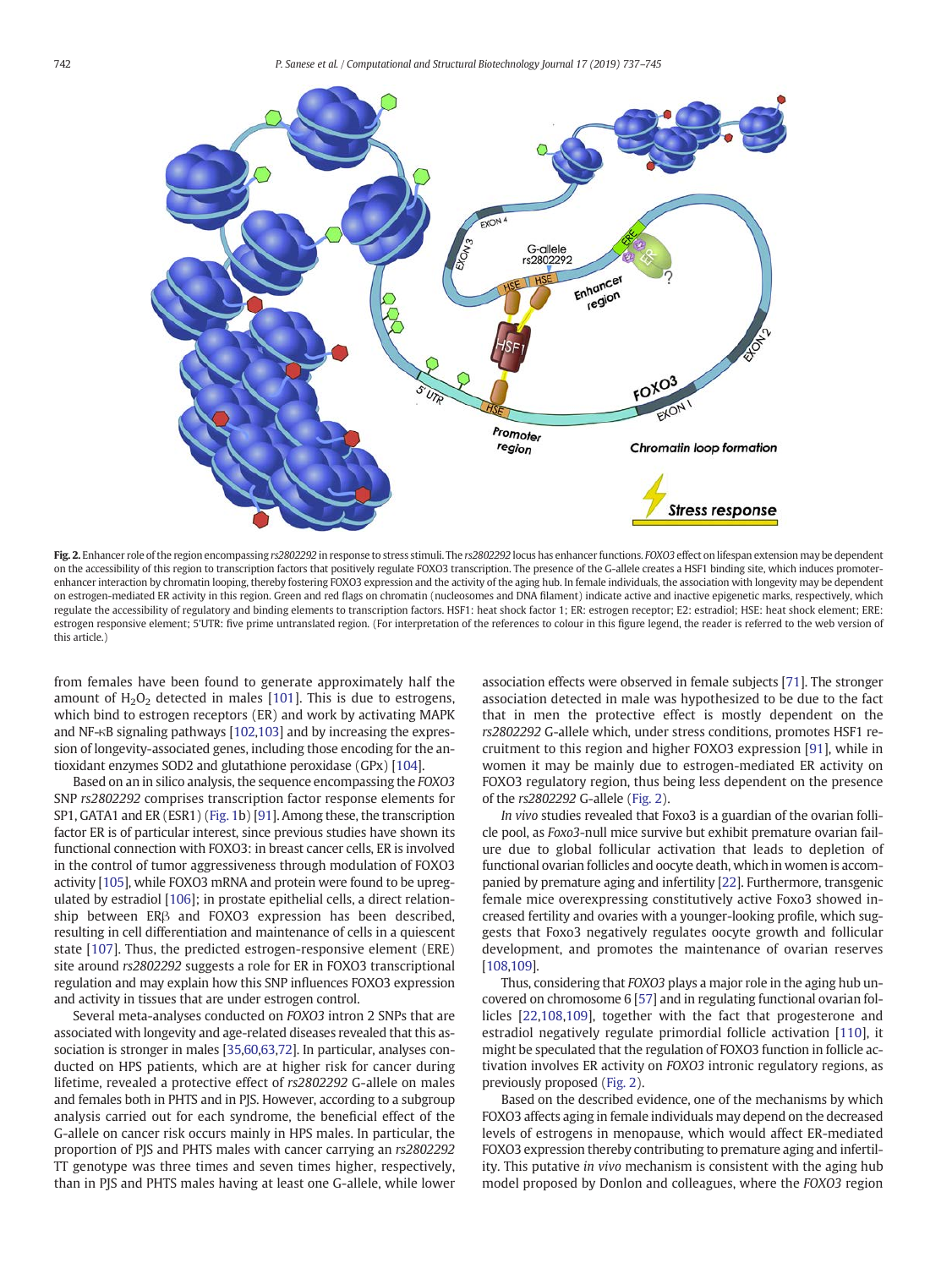**Fig. 2.** Enhancer role of the region encompassing *rs2802292* in response to stress stimuli. The *rs2802292* locus has enhancer functions. *FOXO3* effect on lifespan extension may be dependent on the accessibility of this region to transcription factors that positively regulate FOXO3 transcription. The presence of the G-allele creates a HSF1 binding site, which induces promoter-enhancer interaction by chromatin looping, thereby fostering FOXO3 expression and the activity of the aging hub. In female individuals, the association with longevity may be dependent on estrogen-mediated ER activity in this region. Green and red flags on chromatin (nucleosomes and DNA filament) indicate active and inactive epigenetic marks, respectively, which regulate the accessibility of regulatory and binding elements to transcription factors. HSF1: heat shock factor 1; ER: estrogen receptor; E2: estradiol; HSE: heat shock element; ERE: estrogen responsive element; 5'UTR: five prime untranslated region. (For interpretation of the references to colour in this figure legend, the reader is referred to the web version of this article.)

from females have been found to generate approximately half the amount of $H_2O_2$ detected in males [101]. This is due to estrogens, which bind to estrogen receptors (ER) and work by activating MAPK and NF-κB signaling pathways [102,103] and by increasing the expression of longevity-associated genes, including those encoding for the antioxidant enzymes SOD2 and glutathione peroxidase (GPx) [104].

Based on an in silico analysis, the sequence encompassing the *FOXO3* SNP *rs2802292* comprises transcription factor response elements for SP1, GATA1 and ER (ESR1) (Fig. 1b) [91]. Among these, the transcription factor ER is of particular interest, since previous studies have shown its functional connection with FOXO3: in breast cancer cells, ER is involved in the control of tumor aggressiveness through modulation of FOXO3 activity [105], while FOXO3 mRNA and protein were found to be upregulated by estradiol [106]; in prostate epithelial cells, a direct relationship between ERβ and FOXO3 expression has been described, resulting in cell differentiation and maintenance of cells in a quiescent state [107]. Thus, the predicted estrogen-responsive element (ERE) site around *rs2802292* suggests a role for ER in FOXO3 transcriptional regulation and may explain how this SNP influences FOXO3 expression and activity in tissues that are under estrogen control.

Several meta-analyses conducted on *FOXO3* intron 2 SNPs that are associated with longevity and age-related diseases revealed that this association is stronger in males [35,60,63,72]. In particular, analyses conducted on HPS patients, which are at higher risk for cancer during lifetime, revealed a protective effect of *rs2802292* G-allele on males and females both in PHTS and in PJS. However, according to a subgroup analysis carried out for each syndrome, the beneficial effect of the G-allele on cancer risk occurs mainly in HPS males. In particular, the proportion of PJS and PHTS males with cancer carrying an *rs2802292* TT genotype was three times and seven times higher, respectively, than in PJS and PHTS males having at least one G-allele, while lower association effects were observed in female subjects [71]. The stronger association detected in male was hypothesized to be due to the fact that in men the protective effect is mostly dependent on the *rs2802292* G-allele which, under stress conditions, promotes HSF1 recruitment to this region and higher FOXO3 expression [91], while in women it may be mainly due to estrogen-mediated ER activity on FOXO3 regulatory region, thus being less dependent on the presence of the *rs2802292* G-allele (Fig. 2).

*In vivo* studies revealed that Foxo3 is a guardian of the ovarian follicle pool, as *Foxo3*-null mice survive but exhibit premature ovarian failure due to global follicular activation that leads to depletion of functional ovarian follicles and oocyte death, which in women is accompanied by premature aging and infertility [22]. Furthermore, transgenic female mice overexpressing constitutively active Foxo3 showed increased fertility and ovaries with a younger-looking profile, which suggests that Foxo3 negatively regulates oocyte growth and follicular development, and promotes the maintenance of ovarian reserves [108,109].

Thus, considering that *FOXO3* plays a major role in the aging hub uncovered on chromosome 6 [57] and in regulating functional ovarian follicles [22,108,109], together with the fact that progesterone and estradiol negatively regulate primordial follicle activation [110], it might be speculated that the regulation of FOXO3 function in follicle activation involves ER activity on *FOXO3* intronic regulatory regions, as previously proposed (Fig. 2).

Based on the described evidence, one of the mechanisms by which FOXO3 affects aging in female individuals may depend on the decreased levels of estrogens in menopause, which would affect ER-mediated FOXO3 expression thereby contributing to premature aging and infertility. This putative *in vivo* mechanism is consistent with the aging hub model proposed by Donlon and colleagues, where the *FOXO3* region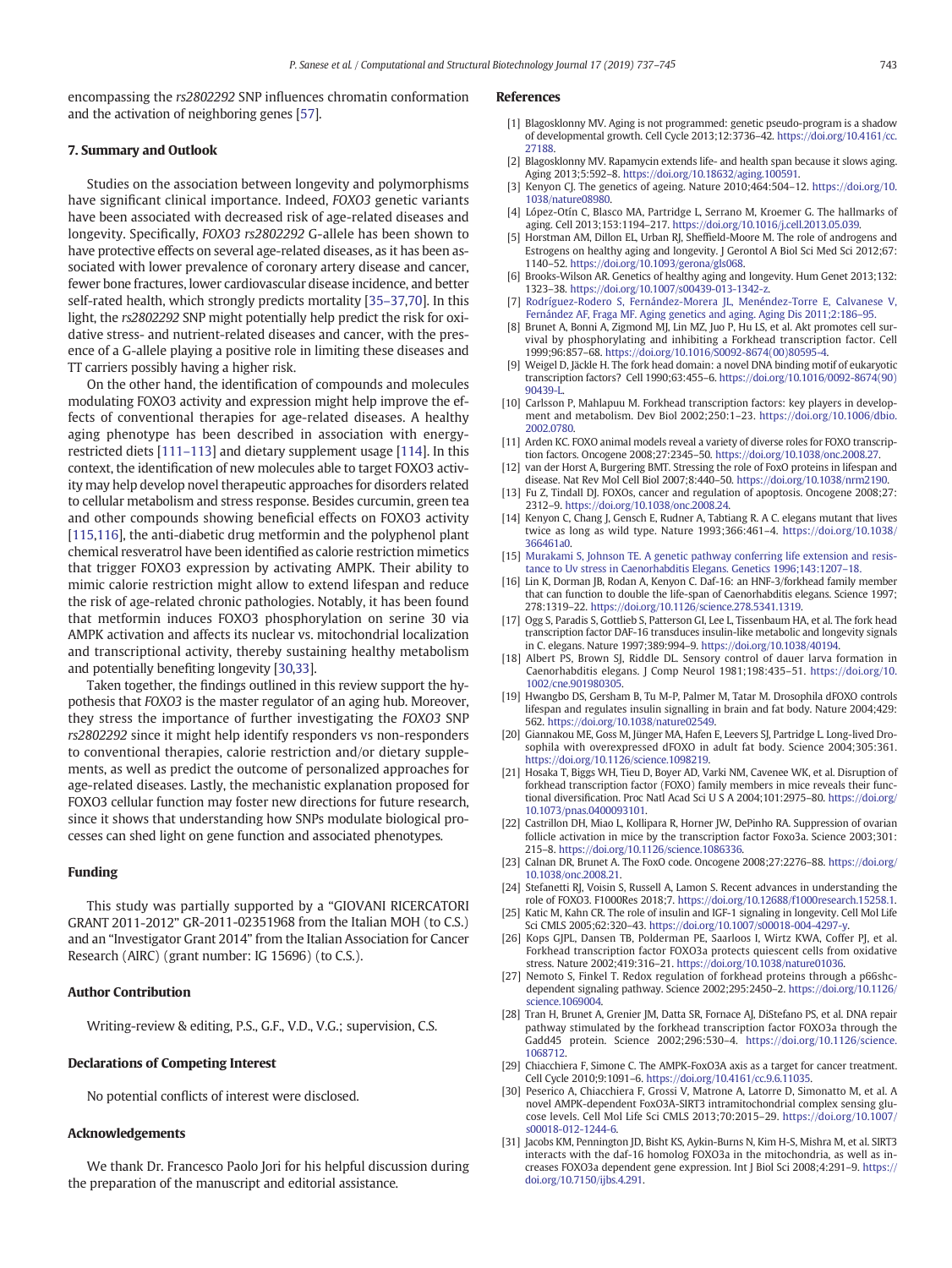encompassing the *rs2802292* SNP influences chromatin conformation and the activation of neighboring genes [57].

## 7. Summary and Outlook

Studies on the association between longevity and polymorphisms have significant clinical importance. Indeed, *FOXO3* genetic variants have been associated with decreased risk of age-related diseases and longevity. Specifically, *FOXO3 rs2802292* G-allele has been shown to have protective effects on several age-related diseases, as it has been associated with lower prevalence of coronary artery disease and cancer, fewer bone fractures, lower cardiovascular disease incidence, and better self-rated health, which strongly predicts mortality [35–37,70]. In this light, the *rs2802292* SNP might potentially help predict the risk for oxidative stress- and nutrient-related diseases and cancer, with the presence of a G-allele playing a positive role in limiting these diseases and TT carriers possibly having a higher risk.

On the other hand, the identification of compounds and molecules modulating FOXO3 activity and expression might help improve the effects of conventional therapies for age-related diseases. A healthy aging phenotype has been described in association with energy-restricted diets [111–113] and dietary supplement usage [114]. In this context, the identification of new molecules able to target FOXO3 activity may help develop novel therapeutic approaches for disorders related to cellular metabolism and stress response. Besides curcumin, green tea and other compounds showing beneficial effects on FOXO3 activity [115,116], the anti-diabetic drug metformin and the polyphenol plant chemical resveratrol have been identified as calorie restriction mimetics that trigger FOXO3 expression by activating AMPK. Their ability to mimic calorie restriction might allow to extend lifespan and reduce the risk of age-related chronic pathologies. Notably, it has been found that metformin induces FOXO3 phosphorylation on serine 30 via AMPK activation and affects its nuclear vs. mitochondrial localization and transcriptional activity, thereby sustaining healthy metabolism and potentially benefiting longevity [30,33].

Taken together, the findings outlined in this review support the hypothesis that *FOXO3* is the master regulator of an aging hub. Moreover, they stress the importance of further investigating the *FOXO3* SNP *rs2802292* since it might help identify responders vs non-responders to conventional therapies, calorie restriction and/or dietary supplements, as well as predict the outcome of personalized approaches for age-related diseases. Lastly, the mechanistic explanation proposed for FOXO3 cellular function may foster new directions for future research, since it shows that understanding how SNPs modulate biological processes can shed light on gene function and associated phenotypes.

## Funding

This study was partially supported by a "GIOVANI RICERCATORI GRANT 2011-2012" GR-2011-02351968 from the Italian MOH (to C.S.) and an "Investigator Grant 2014" from the Italian Association for Cancer Research (AIRC) (grant number: IG 15696) (to C.S.).

## Author Contribution

Writing-review & editing, P.S., G.F., V.D., V.G.; supervision, C.S.

## Declarations of Competing Interest

No potential conflicts of interest were disclosed.

## Acknowledgements

We thank Dr. Francesco Paolo Jori for his helpful discussion during the preparation of the manuscript and editorial assistance.

## References

[1] Blagosklonny MV. Aging is not programmed: genetic pseudo-program is a shadow of developmental growth. Cell Cycle 2013;12:3736–42. https://doi.org/10.4161/cc.27188.

[2] Blagosklonny MV. Rapamycin extends life- and health span because it slows aging. Aging 2013;5:592–8. https://doi.org/10.18632/aging.100591.

[3] Kenyon CJ. The genetics of ageing. Nature 2010;464:504–12. https://doi.org/10.1038/nature08980.

[4] López-Otín C, Blasco MA, Partridge L, Serrano M, Kroemer G. The hallmarks of aging. Cell 2013;153:1194–217. https://doi.org/10.1016/j.cell.2013.05.039.

[5] Horstman AM, Dillon EL, Urban RJ, Sheffield-Moore M. The role of androgens and Estrogens on healthy aging and longevity. J Gerontol A Biol Sci Med Sci 2012;67:1140–52. https://doi.org/10.1093/gerona/gls068.

[6] Brooks-Wilson AR. Genetics of healthy aging and longevity. Hum Genet 2013;132:1323–38. https://doi.org/10.1007/s00439-013-1342-z.

[7] Rodríguez-Rodero S, Fernández-Morera JL, Menéndez-Torre E, Calvanese V, Fernández AF, Fraga MF. Aging genetics and aging. Aging Dis 2011;2:186–95.

[8] Brunet A, Bonni A, Zigmond MJ, Lin MZ, Juo P, Hu LS, et al. Akt promotes cell survival by phosphorylating and inhibiting a Forkhead transcription factor. Cell 1999;96:857–68. https://doi.org/10.1016/S0092-8674(00)80595-4.

[9] Weigel D, Jäckle H. The fork head domain: a novel DNA binding motif of eukaryotic transcription factors? Cell 1990;63:455–6. https://doi.org/10.1016/0092-8674(90)90439-L.

[10] Carlsson P, Mahlapuu M. Forkhead transcription factors: key players in development and metabolism. Dev Biol 2002;250:1–23. https://doi.org/10.1006/dbio.2002.0780.

[11] Arden KC. FOXO animal models reveal a variety of diverse roles for FOXO transcription factors. Oncogene 2008;27:2345–50. https://doi.org/10.1038/onc.2008.27.

[12] van der Horst A, Burgering BMT. Stressing the role of FoxO proteins in lifespan and disease. Nat Rev Mol Cell Biol 2007;8:440–50. https://doi.org/10.1038/nrm2190.

[13] Fu Z, Tindall DJ. FOXOs, cancer and regulation of apoptosis. Oncogene 2008;27:2312–9. https://doi.org/10.1038/onc.2008.24.

[14] Kenyon C, Chang J, Gensch E, Rudner A, Tabtiang R. A C. elegans mutant that lives twice as long as wild type. Nature 1993;366:461–4. https://doi.org/10.1038/366461a0.

[15] Murakami S, Johnson TE. A genetic pathway conferring life extension and resistance to Uv stress in Caenorhabditis Elegans. Genetics 1996;143:1207–18.

[16] Lin K, Dorman JB, Rodan A, Kenyon C. Daf-16: an HNF-3/forkhead family member that can function to double the life-span of Caenorhabditis elegans. Science 1997;278:1319–22. https://doi.org/10.1126/science.278.5341.1319.

[17] Ogg S, Paradis S, Gottlieb S, Patterson GI, Lee L, Tissenbaum HA, et al. The fork head transcription factor DAF-16 transduces insulin-like metabolic and longevity signals in C. elegans. Nature 1997;389:994–9. https://doi.org/10.1038/40194.

[18] Albert PS, Brown SJ, Riddle DL. Sensory control of dauer larva formation in Caenorhabditis elegans. J Comp Neurol 1981;198:435–51. https://doi.org/10.1002/cne.901980305.

[19] Hwangbo DS, Gersham B, Tu M-P, Palmer M, Tatar M. Drosophila dFOXO controls lifespan and regulates insulin signalling in brain and fat body. Nature 2004;429:562. https://doi.org/10.1038/nature02549.

[20] Giannakou ME, Goss M, Jünger MA, Hafen E, Leevers SJ, Partridge L. Long-lived Drosophila with overexpressed dFOXO in adult fat body. Science 2004;305:361. https://doi.org/10.1126/science.1098219.

[21] Hosaka T, Biggs WH, Tieu D, Boyer AD, Varki NM, Cavenee WK, et al. Disruption of forkhead transcription factor (FOXO) family members in mice reveals their functional diversification. Proc Natl Acad Sci U S A 2004;101:2975–80. https://doi.org/10.1073/pnas.0400093101.

[22] Castrillon DH, Miao L, Kollipara R, Horner JW, DePinho RA. Suppression of ovarian follicle activation in mice by the transcription factor Foxo3a. Science 2003;301:215–8. https://doi.org/10.1126/science.1086336.

[23] Calnan DR, Brunet A. The FoxO code. Oncogene 2008;27:2276–88. https://doi.org/10.1038/onc.2008.21.

[24] Stefanetti RJ, Voisin S, Russell A, Lamon S. Recent advances in understanding the role of FOXO3. F1000Res 2018;7. https://doi.org/10.12688/f1000research.15258.1.

[25] Katic M, Kahn CR. The role of insulin and IGF-1 signaling in longevity. Cell Mol Life Sci CMLS 2005;62:320–43. https://doi.org/10.1007/s00018-004-4297-y.

[26] Kops GJPL, Dansen TB, Polderman PE, Saarloos I, Wirtz KWA, Coffer PJ, et al. Forkhead transcription factor FOXO3a protects quiescent cells from oxidative stress. Nature 2002;419:316–21. https://doi.org/10.1038/nature01036.

[27] Nemoto S, Finkel T. Redox regulation of forkhead proteins through a p66shc-dependent signaling pathway. Science 2002;295:2450–2. https://doi.org/10.1126/science.1069004.

[28] Tran H, Brunet A, Grenier JM, Datta SR, Fornace AJ, DiStefano PS, et al. DNA repair pathway stimulated by the forkhead transcription factor FOXO3a through the Gadd45 protein. Science 2002;296:530–4. https://doi.org/10.1126/science.1068712.

[29] Chiacchiera F, Simone C. The AMPK-FoxO3A axis as a target for cancer treatment. Cell Cycle 2010;9:1091–6. https://doi.org/10.4161/cc.9.6.11035.

[30] Peserico A, Chiacchiera F, Grossi V, Matrone A, Latorre D, Simonatto M, et al. A novel AMPK-dependent FoxO3A-SIRT3 intramitochondrial complex sensing glucose levels. Cell Mol Life Sci CMLS 2013;70:2015–29. https://doi.org/10.1007/s00018-012-1244-6.

[31] Jacobs KM, Pennington JD, Bisht KS, Aykin-Burns N, Kim H-S, Mishra M, et al. SIRT3 interacts with the daf-16 homolog FOXO3a in the mitochondria, as well as increases FOXO3a dependent gene expression. Int J Biol Sci 2008;4:291–9. https://doi.org/10.7150/ijbs.4.291.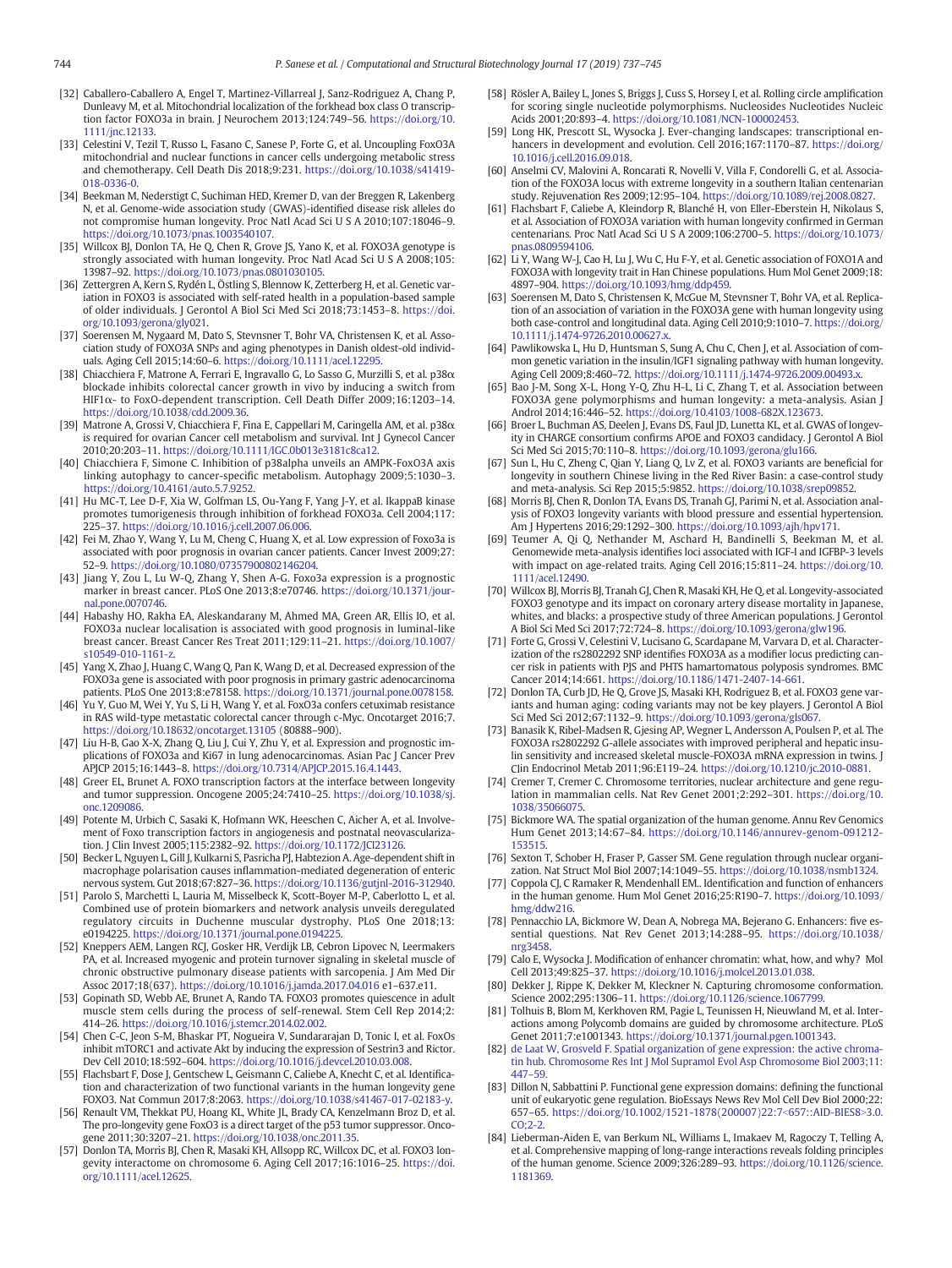- [32] Caballero-Caballero A, Engel T, Martinez-Villarreal J, Sanz-Rodriguez A, Chang P, Dunleavy M, et al. Mitochondrial localization of the forkhead box class O transcription factor FOXO3a in brain. J Neurochem 2013;124:749–56. https://doi.org/10.1111/jnc.12133.
- [33] Celestini V, Tezil T, Russo L, Fasano C, Sanese P, Forte G, et al. Uncoupling FoxO3A mitochondrial and nuclear functions in cancer cells undergoing metabolic stress and chemotherapy. Cell Death Dis 2018;9:231. https://doi.org/10.1038/s41419-018-0336-0.
- [34] Beekman M, Nederstigt C, Suchiman HED, Kremer D, van der Breggen R, Lakenberg N, et al. Genome-wide association study (GWAS)-identified disease risk alleles do not compromise human longevity. Proc Natl Acad Sci U S A 2010;107:18046–9. https://doi.org/10.1073/pnas.1003540107.
- [35] Willcox BJ, Donlon TA, He Q, Chen R, Grove JS, Yano K, et al. FOXO3A genotype is strongly associated with human longevity. Proc Natl Acad Sci U S A 2008;105:13987–92. https://doi.org/10.1073/pnas.0801030105.
- [36] Zettergren A, Kern S, Rydén L, Östling S, Blennow K, Zetterberg H, et al. Genetic variation in FOXO3 is associated with self-rated health in a population-based sample of older individuals. J Gerontol A Biol Sci Med Sci 2018;73:1453–8. https://doi.org/10.1093/gerona/gly021.
- [37] Soerensen M, Nygaard M, Dato S, Stevnsner T, Bohr VA, Christensen K, et al. Association study of FOXO3A SNPs and aging phenotypes in Danish oldest-old individuals. Aging Cell 2015;14:60–6. https://doi.org/10.1111/acel.12295.
- [38] Chiacchiera F, Matrone A, Ferrari E, Ingravallo G, Lo Sasso G, Murzilli S, et al. p38α blockade inhibits colorectal cancer growth in vivo by inducing a switch from HIF1α- to FoxO-dependent transcription. Cell Death Differ 2009;16:1203–14. https://doi.org/10.1038/cdd.2009.36.
- [39] Matrone A, Grossi V, Chiacchiera F, Fina E, Cappellari M, Caringella AM, et al. p38α is required for ovarian Cancer cell metabolism and survival. Int J Gynecol Cancer 2010;20:203–11. https://doi.org/10.1111/IGC.0b013e3181c8ca12.
- [40] Chiacchiera F, Simone C. Inhibition of p38alpha unveils an AMPK-FoxO3A axis linking autophagy to cancer-specific metabolism. Autophagy 2009;5:1030–3. https://doi.org/10.4161/auto.5.7.9252.
- [41] Hu MC-T, Lee D-F, Xia W, Golfman LS, Ou-Yang F, Yang J-Y, et al. IkappaB kinase promotes tumorigenesis through inhibition of forkhead FOXO3a. Cell 2004;117:225–37. https://doi.org/10.1016/j.cell.2007.06.006.
- [42] Fei M, Zhao Y, Wang Y, Lu M, Cheng C, Huang X, et al. Low expression of Foxo3a is associated with poor prognosis in ovarian cancer patients. Cancer Invest 2009;27:52–9. https://doi.org/10.1080/07357900802146204.
- [43] Jiang Y, Zou L, Lu W-Q, Zhang Y, Shen A-G. Foxo3a expression is a prognostic marker in breast cancer. PLoS One 2013;8:e70746. https://doi.org/10.1371/journal.pone.0070746.
- [44] Habashy HO, Rakha EA, Aleskandarany M, Ahmed MA, Green AR, Ellis IO, et al. FOXO3a nuclear localisation is associated with good prognosis in luminal-like breast cancer. Breast Cancer Res Treat 2011;129:11–21. https://doi.org/10.1007/s10549-010-1161-z.
- [45] Yang X, Zhao J, Huang C, Wang Q, Pan K, Wang D, et al. Decreased expression of the FOXO3a gene is associated with poor prognosis in primary gastric adenocarcinoma patients. PLoS One 2013;8:e78158. https://doi.org/10.1371/journal.pone.0078158.
- [46] Yu Y, Guo M, Wei Y, Yu S, Li H, Wang Y, et al. FoxO3a confers cetuximab resistance in RAS wild-type metastatic colorectal cancer through c-Myc. Oncotarget 2016;7. https://doi.org/10.18632/oncotarget.13105 (80888–900).
- [47] Liu H-B, Gao X-X, Zhang Q, Liu J, Cui Y, Zhu Y, et al. Expression and prognostic implications of FOXO3a and Ki67 in lung adenocarcinomas. Asian Pac J Cancer Prev APJCP 2015;16:1443–8. https://doi.org/10.7314/APJCP.2015.16.4.1443.
- [48] Greer EL, Brunet A. FOXO transcription factors at the interface between longevity and tumor suppression. Oncogene 2005;24:7410–25. https://doi.org/10.1038/sj.onc.1209086.
- [49] Potente M, Urbich C, Sasaki K, Hofmann WK, Heeschen C, Aicher A, et al. Involvement of Foxo transcription factors in angiogenesis and postnatal neovascularization. J Clin Invest 2005;115:2382–92. https://doi.org/10.1172/JCI23126.
- [50] Becker L, Nguyen L, Gill J, Kulkarni S, Pasricha PJ, Habtezion A. Age-dependent shift in macrophage polarisation causes inflammation-mediated degeneration of enteric nervous system. Gut 2018;67:827–36. https://doi.org/10.1136/gutjnl-2016-312940.
- [51] Parolo S, Marchetti L, Lauria M, Misselbeck K, Scott-Boyer M-P, Caberlotto L, et al. Combined use of protein biomarkers and network analysis unveils deregulated regulatory circuits in Duchenne muscular dystrophy. PLoS One 2018;13:e0194225. https://doi.org/10.1371/journal.pone.0194225.
- [52] Kneppers AEM, Langen RCJ, Gosker HR, Verdijk LB, Cebron Lipovec N, Leermakers PA, et al. Increased myogenic and protein turnover signaling in skeletal muscle of chronic obstructive pulmonary disease patients with sarcopenia. J Am Med Dir Assoc 2017;18(637). https://doi.org/10.1016/j.jamda.2017.04.016 e1–637.e11.
- [53] Gopinath SD, Webb AE, Brunet A, Rando TA. FOXO3 promotes quiescence in adult muscle stem cells during the process of self-renewal. Stem Cell Rep 2014;2:414–26. https://doi.org/10.1016/j.stemcr.2014.02.002.
- [54] Chen C-C, Jeon S-M, Bhaskar PT, Nogueira V, Sundararajan D, Tonic I, et al. FoxOs inhibit mTORC1 and activate Akt by inducing the expression of Sestrin3 and Rictor. Dev Cell 2010;18:592–604. https://doi.org/10.1016/j.devcel.2010.03.008.
- [55] Flachsbart F, Dose J, Gentschew L, Geismann C, Caliebe A, Knecht C, et al. Identification and characterization of two functional variants in the human longevity gene FOXO3. Nat Commun 2017;8:2063. https://doi.org/10.1038/s41467-017-02183-y.
- [56] Renault VM, Thekkat PU, Hoang KL, White JL, Brady CA, Kenzelmann Broz D, et al. The pro-longevity gene FoxO3 is a direct target of the p53 tumor suppressor. Oncogene 2011;30:3207–21. https://doi.org/10.1038/onc.2011.35.
- [57] Donlon TA, Morris BJ, Chen R, Masaki KH, Allsopp RC, Willcox DC, et al. FOXO3 longevity interactome on chromosome 6. Aging Cell 2017;16:1016–25. https://doi.org/10.1111/acel.12625.
- [58] Rösler A, Bailey L, Jones S, Briggs J, Cuss S, Horsey I, et al. Rolling circle amplification for scoring single nucleotide polymorphisms. Nucleosides Nucleotides Nucleic Acids 2001;20:893–4. https://doi.org/10.1081/NCN-100002453.
- [59] Long HK, Prescott SL, Wysocka J. Ever-changing landscapes: transcriptional enhancers in development and evolution. Cell 2016;167:1170–87. https://doi.org/10.1016/j.cell.2016.09.018.
- [60] Anselmi CV, Malovini A, Roncarati R, Novelli V, Villa F, Condorelli G, et al. Association of the FOXO3A locus with extreme longevity in a southern Italian centenarian study. Rejuvenation Res 2009;12:95–104. https://doi.org/10.1089/rej.2008.0827.
- [61] Flachsbart F, Caliebe A, Kleindorp R, Blanché H, von Eller-Eberstein H, Nikolaus S, et al. Association of FOXO3A variation with human longevity confirmed in German centenarians. Proc Natl Acad Sci U S A 2009;106:2700–5. https://doi.org/10.1073/pnas.0809594106.
- [62] Li Y, Wang W-J, Cao H, Lu J, Wu C, Hu F-Y, et al. Genetic association of FOXO1A and FOXO3A with longevity trait in Han Chinese populations. Hum Mol Genet 2009;18:4897–904. https://doi.org/10.1093/hmg/ddp459.
- [63] Soerensen M, Dato S, Christensen K, McGue M, Stevnsner T, Bohr VA, et al. Replication of an association of variation in the FOXO3A gene with human longevity using both case-control and longitudinal data. Aging Cell 2010;9:1010–7. https://doi.org/10.1111/j.1474-9726.2010.00627.x.
- [64] Pawlikowska L, Hu D, Huntsman S, Sung A, Chu C, Chen J, et al. Association of common genetic variation in the insulin/IGF1 signaling pathway with human longevity. Aging Cell 2009;8:460–72. https://doi.org/10.1111/j.1474-9726.2009.00493.x.
- [65] Bao J-M, Song X-L, Hong Y-Q, Zhu H-L, Li C, Zhang T, et al. Association between FOXO3A gene polymorphisms and human longevity: a meta-analysis. Asian J Androl 2014;16:446–52. https://doi.org/10.4103/1008-682X.123673.
- [66] Broer L, Buchman AS, Deelen J, Evans DS, Faul JD, Lunetta KL, et al. GWAS of longevity in CHARGE consortium confirms APOE and FOXO3 candidacy. J Gerontol A Biol Sci Med Sci 2015;70:110–8. https://doi.org/10.1093/gerona/glu166.
- [67] Sun L, Hu C, Zheng C, Qian Y, Liang Q, Lv Z, et al. FOXO3 variants are beneficial for longevity in southern Chinese living in the Red River Basin: a case-control study and meta-analysis. Sci Rep 2015;5:9852. https://doi.org/10.1038/srep09852.
- [68] Morris BJ, Chen R, Donlon TA, Evans DS, Tranah GJ, Parimi N, et al. Association analysis of FOXO3 longevity variants with blood pressure and essential hypertension. Am J Hypertens 2016;29:1292–300. https://doi.org/10.1093/ajh/hpv171.
- [69] Teumer A, Qi Q, Nethander M, Aschard H, Bandinelli S, Beekman M, et al. Genomewide meta-analysis identifies loci associated with IGF-I and IGFBP-3 levels with impact on age-related traits. Aging Cell 2016;15:811–24. https://doi.org/10.1111/acel.12490.
- [70] Willcox BJ, Morris BJ, Tranah GJ, Chen R, Masaki KH, He Q, et al. Longevity-associated FOXO3 genotype and its impact on coronary artery disease mortality in Japanese, whites, and blacks: a prospective study of three American populations. J Gerontol A Biol Sci Med Sci 2017;72:724–8. https://doi.org/10.1093/gerona/glw196.
- [71] Forte G, Grossi V, Celestini V, Lucisano G, Scardapane M, Varvara D, et al. Characterization of the rs2802292 SNP identifies FOXO3A as a modifier locus predicting cancer risk in patients with PJS and PHTS hamartomatous polyposis syndromes. BMC Cancer 2014;14:661. https://doi.org/10.1186/1471-2407-14-661.
- [72] Donlon TA, Curb JD, He Q, Grove JS, Masaki KH, Rodriguez B, et al. FOXO3 gene variants and human aging: coding variants may not be key players. J Gerontol A Biol Sci Med Sci 2012;67:1132–9. https://doi.org/10.1093/gerona/gls067.
- [73] Banasik K, Ribel-Madsen R, Gjesing AP, Wegner L, Andersson A, Poulsen P, et al. The FOXO3A rs2802292 G-allele associates with improved peripheral and hepatic insulin sensitivity and increased skeletal muscle-FOXO3A mRNA expression in twins. J Clin Endocrinol Metab 2011;96:E119–24. https://doi.org/10.1210/jc.2010-0881.
- [74] Cremer T, Cremer C. Chromosome territories, nuclear architecture and gene regulation in mammalian cells. Nat Rev Genet 2001;2:292–301. https://doi.org/10.1038/35066075.
- [75] Bickmore WA. The spatial organization of the human genome. Annu Rev Genomics Hum Genet 2013;14:67–84. https://doi.org/10.1146/annurev-genom-091212-153515.
- [76] Sexton T, Schober H, Fraser P, Gasser SM. Gene regulation through nuclear organization. Nat Struct Mol Biol 2007;14:1049–55. https://doi.org/10.1038/nsmb1324.
- [77] Coppola CJ, C Ramaker R, Mendenhall EM.. Identification and function of enhancers in the human genome. Hum Mol Genet 2016;25:R190–7. https://doi.org/10.1093/hmg/ddw216.
- [78] Pennacchio LA, Bickmore W, Dean A, Nobrega MA, Bejerano G. Enhancers: five essential questions. Nat Rev Genet 2013;14:288–95. https://doi.org/10.1038/nrg3458.
- [79] Calo E, Wysocka J. Modification of enhancer chromatin: what, how, and why? Mol Cell 2013;49:825–37. https://doi.org/10.1016/j.molcel.2013.01.038.
- [80] Dekker J, Rippe K, Dekker M, Kleckner N. Capturing chromosome conformation. Science 2002;295:1306–11. https://doi.org/10.1126/science.1067799.
- [81] Tolhuis B, Blom M, Kerkhoven RM, Pagie L, Teunissen H, Nieuwland M, et al. Interactions among Polycomb domains are guided by chromosome architecture. PLoS Genet 2011;7:e1001343. https://doi.org/10.1371/journal.pgen.1001343.
- [82] de Laat W, Grosveld F. Spatial organization of gene expression: the active chromatin hub. Chromosome Res Int J Mol Supramol Evol Asp Chromosome Biol 2003;11:447–59.
- [83] Dillon N, Sabbattini P. Functional gene expression domains: defining the functional unit of eukaryotic gene regulation. BioEssays News Rev Mol Cell Dev Biol 2000;22:657–65. https://doi.org/10.1002/1521-1878(200007)22:7<657::AID-BIES8>3.0.CO;2-2.
- [84] Lieberman-Aiden E, van Berkum NL, Williams L, Imakaev M, Ragoczy T, Telling A, et al. Comprehensive mapping of long-range interactions reveals folding principles of the human genome. Science 2009;326:289–93. https://doi.org/10.1126/science.1181369.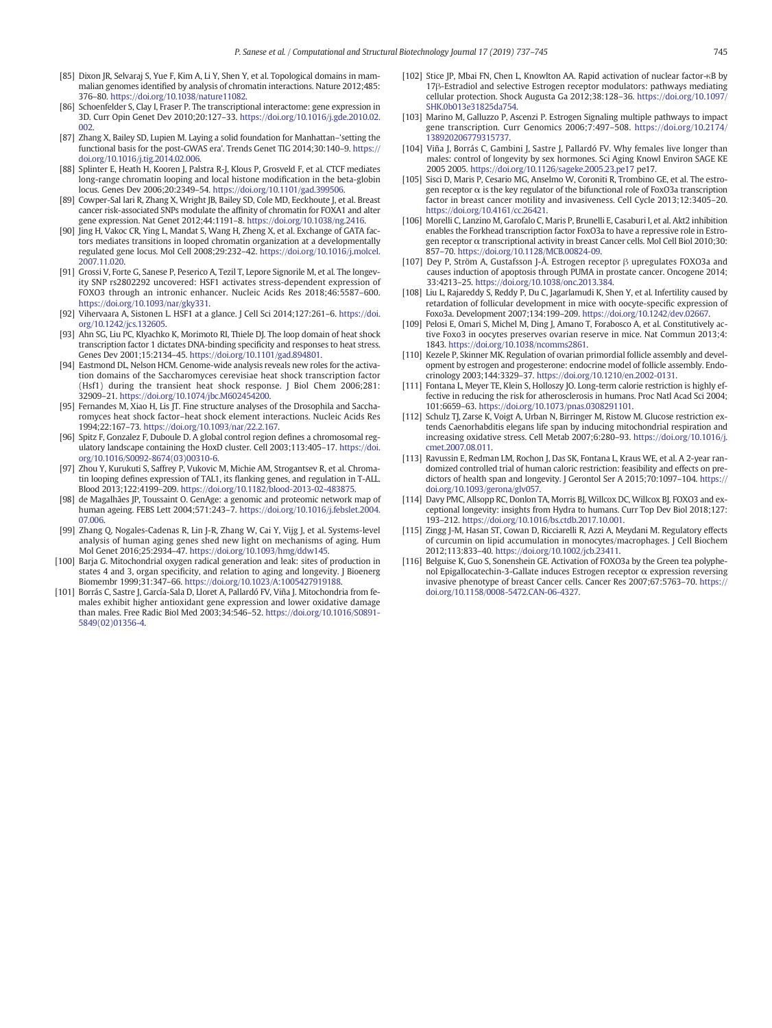[85] Dixon JR, Selvaraj S, Yue F, Kim A, Li Y, Shen Y, et al. Topological domains in mammalian genomes identified by analysis of chromatin interactions. Nature 2012;485: 376–80. https://doi.org/10.1038/nature11082.

[86] Schoenfelder S, Clay I, Fraser P. The transcriptional interactome: gene expression in 3D. Curr Opin Genet Dev 2010;20:127–33. https://doi.org/10.1016/j.gde.2010.02.002.

[87] Zhang X, Bailey SD, Lupien M. Laying a solid foundation for Manhattan–'setting the functional basis for the post-GWAS era'. Trends Genet TIG 2014;30:140–9. https://doi.org/10.1016/j.tig.2014.02.006.

[88] Splinter E, Heath H, Kooren J, Palstra R-J, Klous P, Grosveld F, et al. CTCF mediates long-range chromatin looping and local histone modification in the beta-globin locus. Genes Dev 2006;20:2349–54. https://doi.org/10.1101/gad.399506.

[89] Cowper-Sal lari R, Zhang X, Wright JB, Bailey SD, Cole MD, Eeckhoute J, et al. Breast cancer risk-associated SNPs modulate the affinity of chromatin for FOXA1 and alter gene expression. Nat Genet 2012;44:1191–8. https://doi.org/10.1038/ng.2416.

[90] Jing H, Vakoc CR, Ying L, Mandat S, Wang H, Zheng X, et al. Exchange of GATA factors mediates transitions in looped chromatin organization at a developmentally regulated gene locus. Mol Cell 2008;29:232–42. https://doi.org/10.1016/j.molcel.2007.11.020.

[91] Grossi V, Forte G, Sanese P, Peserico A, Tezil T, Lepore Signorile M, et al. The longevity SNP rs2802292 uncovered: HSF1 activates stress-dependent expression of FOXO3 through an intronic enhancer. Nucleic Acids Res 2018;46:5587–600. https://doi.org/10.1093/nar/gky331.

[92] Vihervaara A, Sistonen L. HSF1 at a glance. J Cell Sci 2014;127:261–6. https://doi.org/10.1242/jcs.132605.

[93] Ahn SG, Liu PC, Klyachko K, Morimoto RI, Thiele DJ. The loop domain of heat shock transcription factor 1 dictates DNA-binding specificity and responses to heat stress. Genes Dev 2001;15:2134–45. https://doi.org/10.1101/gad.894801.

[94] Eastmond DL, Nelson HCM. Genome-wide analysis reveals new roles for the activation domains of the Saccharomyces cerevisiae heat shock transcription factor (Hsf1) during the transient heat shock response. J Biol Chem 2006;281: 32909–21. https://doi.org/10.1074/jbc.M602454200.

[95] Fernandes M, Xiao H, Lis JT. Fine structure analyses of the Drosophila and Saccharomyces heat shock factor–heat shock element interactions. Nucleic Acids Res 1994;22:167–73. https://doi.org/10.1093/nar/22.2.167.

[96] Spitz F, Gonzalez F, Duboule D. A global control region defines a chromosomal regulatory landscape containing the HoxD cluster. Cell 2003;113:405–17. https://doi.org/10.1016/S0092-8674(03)00310-6.

[97] Zhou Y, Kurukuti S, Saffrey P, Vukovic M, Michie AM, Strogantsev R, et al. Chromatin looping defines expression of TAL1, its flanking genes, and regulation in T-ALL. Blood 2013;122:4199–209. https://doi.org/10.1182/blood-2013-02-483875.

[98] de Magalhães JP, Toussaint O. GenAge: a genomic and proteomic network map of human ageing. FEBS Lett 2004;571:243–7. https://doi.org/10.1016/j.febslet.2004.07.006.

[99] Zhang Q, Nogales-Cadenas R, Lin J-R, Zhang W, Cai Y, Vijg J, et al. Systems-level analysis of human aging genes shed new light on mechanisms of aging. Hum Mol Genet 2016;25:2934–47. https://doi.org/10.1093/hmg/ddw145.

[100] Barja G. Mitochondrial oxygen radical generation and leak: sites of production in states 4 and 3, organ specificity, and relation to aging and longevity. J Bioenerg Biomembr 1999;31:347–66. https://doi.org/10.1023/A:1005427919188.

[101] Borrás C, Sastre J, García-Sala D, Lloret A, Pallardó FV, Viña J. Mitochondria from females exhibit higher antioxidant gene expression and lower oxidative damage than males. Free Radic Biol Med 2003;34:546–52. https://doi.org/10.1016/S0891-5849(02)01356-4.

[102] Stice JP, Mbai FN, Chen L, Knowlton AA. Rapid activation of nuclear factor-κB by 17β-Estradiol and selective Estrogen receptor modulators: pathways mediating cellular protection. Shock Augusta Ga 2012;38:128–36. https://doi.org/10.1097/SHK.0b013e31825da754.

[103] Marino M, Galluzzo P, Ascenzi P. Estrogen Signaling multiple pathways to impact gene transcription. Curr Genomics 2006;7:497–508. https://doi.org/10.2174/138920206779315737.

[104] Viña J, Borrás C, Gambini J, Sastre J, Pallardó FV. Why females live longer than males: control of longevity by sex hormones. Sci Aging Knowl Environ SAGE KE 2005 2005. https://doi.org/10.1126/sageke.2005.23.pe17 pe17.

[105] Sisci D, Maris P, Cesario MG, Anselmo W, Coroniti R, Trombino GE, et al. The estrogen receptor α is the key regulator of the bifunctional role of FoxO3a transcription factor in breast cancer motility and invasiveness. Cell Cycle 2013;12:3405–20. https://doi.org/10.4161/cc.26421.

[106] Morelli C, Lanzino M, Garofalo C, Maris P, Brunelli E, Casaburi I, et al. Akt2 inhibition enables the Forkhead transcription factor FoxO3a to have a repressive role in Estrogen receptor α transcriptional activity in breast Cancer cells. Mol Cell Biol 2010;30: 857–70. https://doi.org/10.1128/MCB.00824-09.

[107] Dey P, Ström A, Gustafsson J-Å. Estrogen receptor β upregulates FOXO3a and causes induction of apoptosis through PUMA in prostate cancer. Oncogene 2014; 33:4213–25. https://doi.org/10.1038/onc.2013.384.

[108] Liu L, Rajareddy S, Reddy P, Du C, Jagarlamudi K, Shen Y, et al. Infertility caused by retardation of follicular development in mice with oocyte-specific expression of Foxo3a. Development 2007;134:199–209. https://doi.org/10.1242/dev.02667.

[109] Pelosi E, Omari S, Michel M, Ding J, Amano T, Forabosco A, et al. Constitutively active Foxo3 in oocytes preserves ovarian reserve in mice. Nat Commun 2013;4: 1843. https://doi.org/10.1038/ncomms2861.

[110] Kezele P, Skinner MK. Regulation of ovarian primordial follicle assembly and development by estrogen and progesterone: endocrine model of follicle assembly. Endocrinology 2003;144:3329–37. https://doi.org/10.1210/en.2002-0131.

[111] Fontana L, Meyer TE, Klein S, Holloszy JO. Long-term calorie restriction is highly effective in reducing the risk for atherosclerosis in humans. Proc Natl Acad Sci 2004; 101:6659–63. https://doi.org/10.1073/pnas.0308291101.

[112] Schulz TJ, Zarse K, Voigt A, Urban N, Birringer M, Ristow M. Glucose restriction extends Caenorhabditis elegans life span by inducing mitochondrial respiration and increasing oxidative stress. Cell Metab 2007;6:280–93. https://doi.org/10.1016/j.cmet.2007.08.011.

[113] Ravussin E, Redman LM, Rochon J, Das SK, Fontana L, Kraus WE, et al. A 2-year randomized controlled trial of human caloric restriction: feasibility and effects on predictors of health span and longevity. J Gerontol Ser A 2015;70:1097–104. https://doi.org/10.1093/gerona/glv057.

[114] Davy PMC, Allsopp RC, Donlon TA, Morris BJ, Willcox DC, Willcox BJ. FOXO3 and exceptional longevity: insights from Hydra to humans. Curr Top Dev Biol 2018;127: 193–212. https://doi.org/10.1016/bs.ctdb.2017.10.001.

[115] Zingg J-M, Hasan ST, Cowan D, Ricciarelli R, Azzi A, Meydani M. Regulatory effects of curcumin on lipid accumulation in monocytes/macrophages. J Cell Biochem 2012;113:833–40. https://doi.org/10.1002/jcb.23411.

[116] Belguise K, Guo S, Sonenshein GE. Activation of FOXO3a by the Green tea polyphenol Epigallocatechin-3-Gallate induces Estrogen receptor α expression reversing invasive phenotype of breast Cancer cells. Cancer Res 2007;67:5763–70. https://doi.org/10.1158/0008-5472.CAN-06-4327.